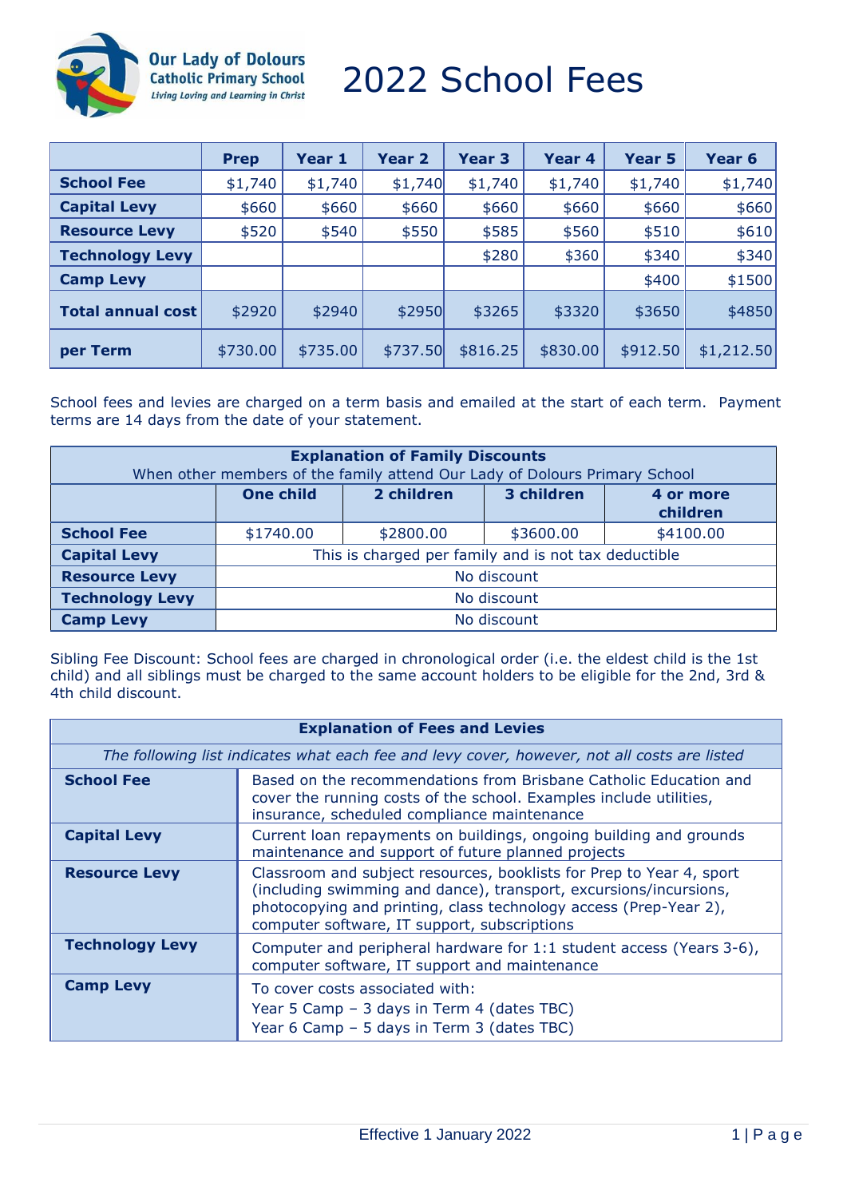Our Lady of Dolours Catholic Primary School
*Living Loving and Learning in Christ*

# 2022 School Fees

| | Prep | Year 1 | Year 2 | Year 3 | Year 4 | Year 5 | Year 6 |
|---|---|---|---|---|---|---|---|
| **School Fee** | $1,740 | $1,740 | $1,740 | $1,740 | $1,740 | $1,740 | $1,740 |
| **Capital Levy** | $660 | $660 | $660 | $660 | $660 | $660 | $660 |
| **Resource Levy** | $520 | $540 | $550 | $585 | $560 | $510 | $610 |
| **Technology Levy** | | | | $280 | $360 | $340 | $340 |
| **Camp Levy** | | | | | | $400 | $1500 |
| **Total annual cost** | $2920 | $2940 | $2950 | $3265 | $3320 | $3650 | $4850 |
| **per Term** | $730.00 | $735.00 | $737.50 | $816.25 | $830.00 | $912.50 | $1,212.50 |

School fees and levies are charged on a term basis and emailed at the start of each term. Payment terms are 14 days from the date of your statement.

| **Explanation of Family Discounts** When other members of the family attend Our Lady of Dolours Primary School | | | | |
|---|---|---|---|---|
| | **One child** | **2 children** | **3 children** | **4 or more children** |
| **School Fee** | $1740.00 | $2800.00 | $3600.00 | $4100.00 |
| **Capital Levy** | This is charged per family and is not tax deductible | | | |
| **Resource Levy** | No discount | | | |
| **Technology Levy** | No discount | | | |
| **Camp Levy** | No discount | | | |

Sibling Fee Discount: School fees are charged in chronological order (i.e. the eldest child is the 1st child) and all siblings must be charged to the same account holders to be eligible for the 2nd, 3rd & 4th child discount.

| **Explanation of Fees and Levies** | |
|---|---|
| *The following list indicates what each fee and levy cover, however, not all costs are listed* | |
| **School Fee** | Based on the recommendations from Brisbane Catholic Education and cover the running costs of the school. Examples include utilities, insurance, scheduled compliance maintenance |
| **Capital Levy** | Current loan repayments on buildings, ongoing building and grounds maintenance and support of future planned projects |
| **Resource Levy** | Classroom and subject resources, booklists for Prep to Year 4, sport (including swimming and dance), transport, excursions/incursions, photocopying and printing, class technology access (Prep-Year 2), computer software, IT support, subscriptions |
| **Technology Levy** | Computer and peripheral hardware for 1:1 student access (Years 3-6), computer software, IT support and maintenance |
| **Camp Levy** | To cover costs associated with: Year 5 Camp – 3 days in Term 4 (dates TBC) Year 6 Camp – 5 days in Term 3 (dates TBC) |

Effective 1 January 2022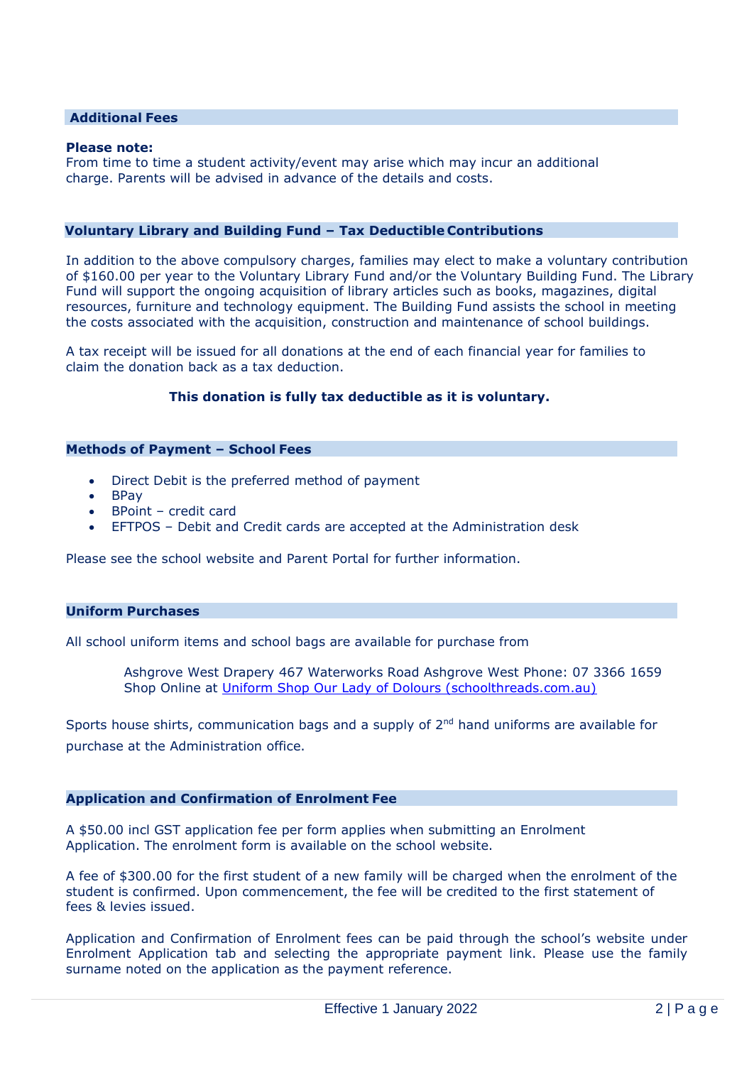## Additional Fees

**Please note:**
From time to time a student activity/event may arise which may incur an additional charge. Parents will be advised in advance of the details and costs.

## Voluntary Library and Building Fund – Tax Deductible Contributions

In addition to the above compulsory charges, families may elect to make a voluntary contribution of $160.00 per year to the Voluntary Library Fund and/or the Voluntary Building Fund. The Library Fund will support the ongoing acquisition of library articles such as books, magazines, digital resources, furniture and technology equipment. The Building Fund assists the school in meeting the costs associated with the acquisition, construction and maintenance of school buildings.

A tax receipt will be issued for all donations at the end of each financial year for families to claim the donation back as a tax deduction.

**This donation is fully tax deductible as it is voluntary.**

## Methods of Payment – School Fees

- Direct Debit is the preferred method of payment
- BPay
- BPoint – credit card
- EFTPOS – Debit and Credit cards are accepted at the Administration desk

Please see the school website and Parent Portal for further information.

## Uniform Purchases

All school uniform items and school bags are available for purchase from

> Ashgrove West Drapery 467 Waterworks Road Ashgrove West Phone: 07 3366 1659
> Shop Online at Uniform Shop Our Lady of Dolours (schoolthreads.com.au)

Sports house shirts, communication bags and a supply of 2nd hand uniforms are available for purchase at the Administration office.

## Application and Confirmation of Enrolment Fee

A $50.00 incl GST application fee per form applies when submitting an Enrolment Application. The enrolment form is available on the school website.

A fee of $300.00 for the first student of a new family will be charged when the enrolment of the student is confirmed. Upon commencement, the fee will be credited to the first statement of fees & levies issued.

Application and Confirmation of Enrolment fees can be paid through the school's website under Enrolment Application tab and selecting the appropriate payment link. Please use the family surname noted on the application as the payment reference.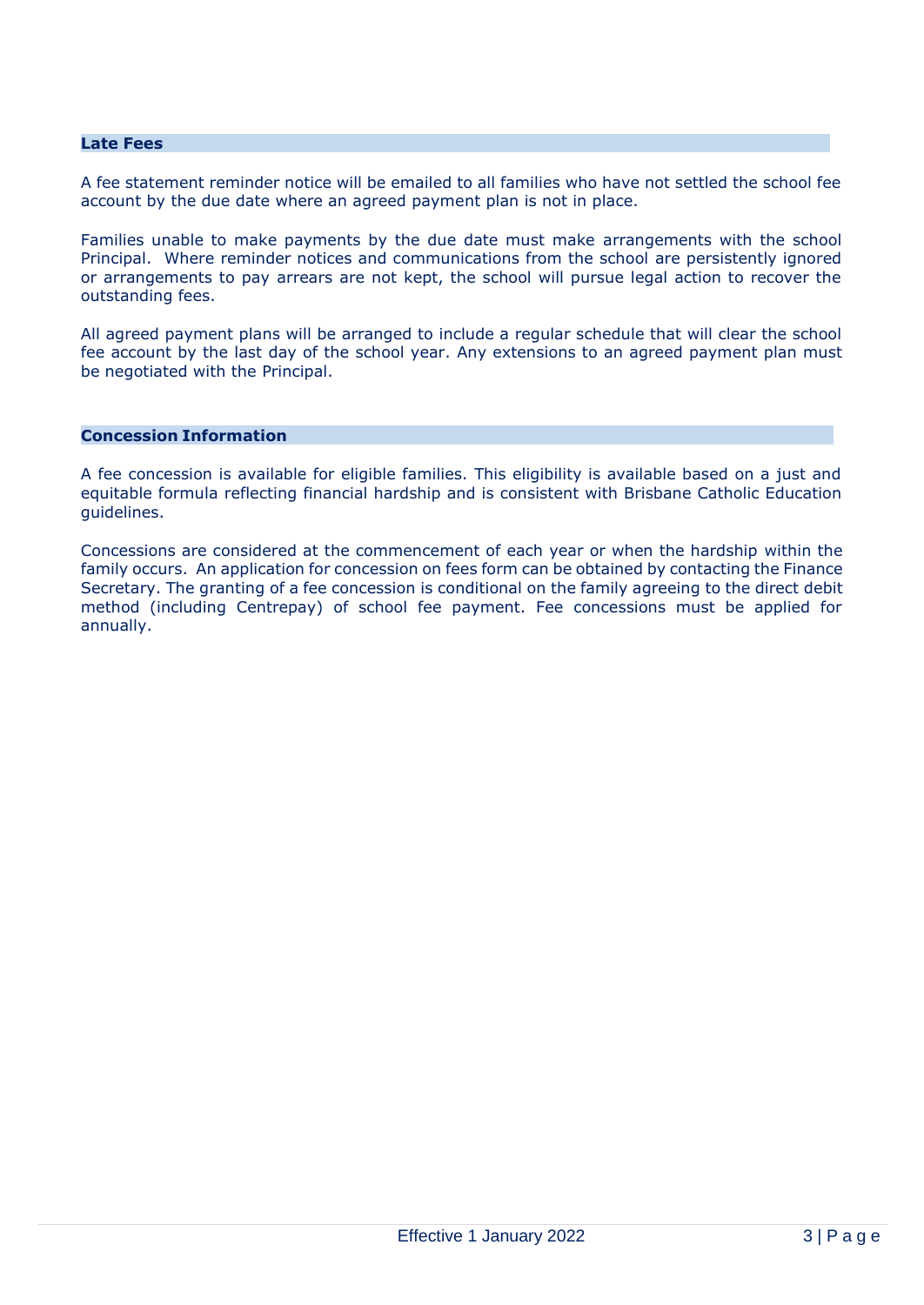## Late Fees

A fee statement reminder notice will be emailed to all families who have not settled the school fee account by the due date where an agreed payment plan is not in place.

Families unable to make payments by the due date must make arrangements with the school Principal. Where reminder notices and communications from the school are persistently ignored or arrangements to pay arrears are not kept, the school will pursue legal action to recover the outstanding fees.

All agreed payment plans will be arranged to include a regular schedule that will clear the school fee account by the last day of the school year. Any extensions to an agreed payment plan must be negotiated with the Principal.

## Concession Information

A fee concession is available for eligible families. This eligibility is available based on a just and equitable formula reflecting financial hardship and is consistent with Brisbane Catholic Education guidelines.

Concessions are considered at the commencement of each year or when the hardship within the family occurs. An application for concession on fees form can be obtained by contacting the Finance Secretary. The granting of a fee concession is conditional on the family agreeing to the direct debit method (including Centrepay) of school fee payment. Fee concessions must be applied for annually.